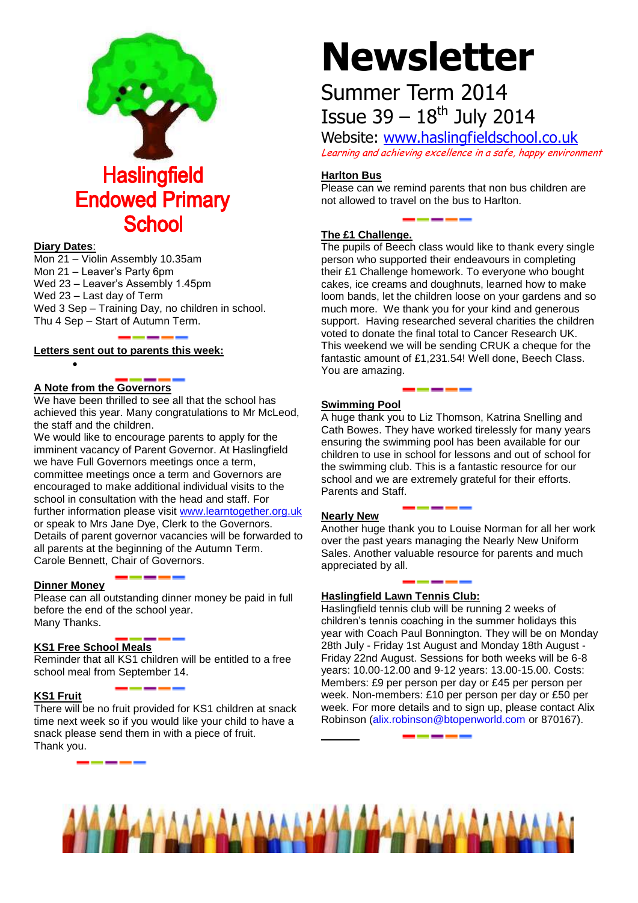# Haslingfield Endowed Primary School

# Newsletter

## Summer Term 2014

## Issue 39 – 18th July 2014

Website: www.haslingfieldschool.co.uk

*Learning and achieving excellence in a safe, happy environment*

**Diary Dates**:

Mon 21 – Violin Assembly 10.35am
Mon 21 – Leaver's Party 6pm
Wed 23 – Leaver's Assembly 1.45pm
Wed 23 – Last day of Term
Wed 3 Sep – Training Day, no children in school.
Thu 4 Sep – Start of Autumn Term.

**Letters sent out to parents this week:**

- 

### A Note from the Governors

We have been thrilled to see all that the school has achieved this year. Many congratulations to Mr McLeod, the staff and the children.

We would like to encourage parents to apply for the imminent vacancy of Parent Governor. At Haslingfield we have Full Governors meetings once a term, committee meetings once a term and Governors are encouraged to make additional individual visits to the school in consultation with the head and staff. For further information please visit www.learntogether.org.uk or speak to Mrs Jane Dye, Clerk to the Governors. Details of parent governor vacancies will be forwarded to all parents at the beginning of the Autumn Term.

Carole Bennett, Chair of Governors.

### Dinner Money

Please can all outstanding dinner money be paid in full before the end of the school year.

Many Thanks.

### KS1 Free School Meals

Reminder that all KS1 children will be entitled to a free school meal from September 14.

### KS1 Fruit

There will be no fruit provided for KS1 children at snack time next week so if you would like your child to have a snack please send them in with a piece of fruit.

Thank you.

### Harlton Bus

Please can we remind parents that non bus children are not allowed to travel on the bus to Harlton.

### The £1 Challenge.

The pupils of Beech class would like to thank every single person who supported their endeavours in completing their £1 Challenge homework. To everyone who bought cakes, ice creams and doughnuts, learned how to make loom bands, let the children loose on your gardens and so much more. We thank you for your kind and generous support. Having researched several charities the children voted to donate the final total to Cancer Research UK. This weekend we will be sending CRUK a cheque for the fantastic amount of £1,231.54! Well done, Beech Class. You are amazing.

### Swimming Pool

A huge thank you to Liz Thomson, Katrina Snelling and Cath Bowes. They have worked tirelessly for many years ensuring the swimming pool has been available for our children to use in school for lessons and out of school for the swimming club. This is a fantastic resource for our school and we are extremely grateful for their efforts.

Parents and Staff.

### Nearly New

Another huge thank you to Louise Norman for all her work over the past years managing the Nearly New Uniform Sales. Another valuable resource for parents and much appreciated by all.

### Haslingfield Lawn Tennis Club:

Haslingfield tennis club will be running 2 weeks of children's tennis coaching in the summer holidays this year with Coach Paul Bonnington. They will be on Monday 28th July - Friday 1st August and Monday 18th August - Friday 22nd August. Sessions for both weeks will be 6-8 years: 10.00-12.00 and 9-12 years: 13.00-15.00. Costs: Members: £9 per person per day or £45 per person per week. Non-members: £10 per person per day or £50 per week. For more details and to sign up, please contact Alix Robinson (alix.robinson@btopenworld.com or 870167).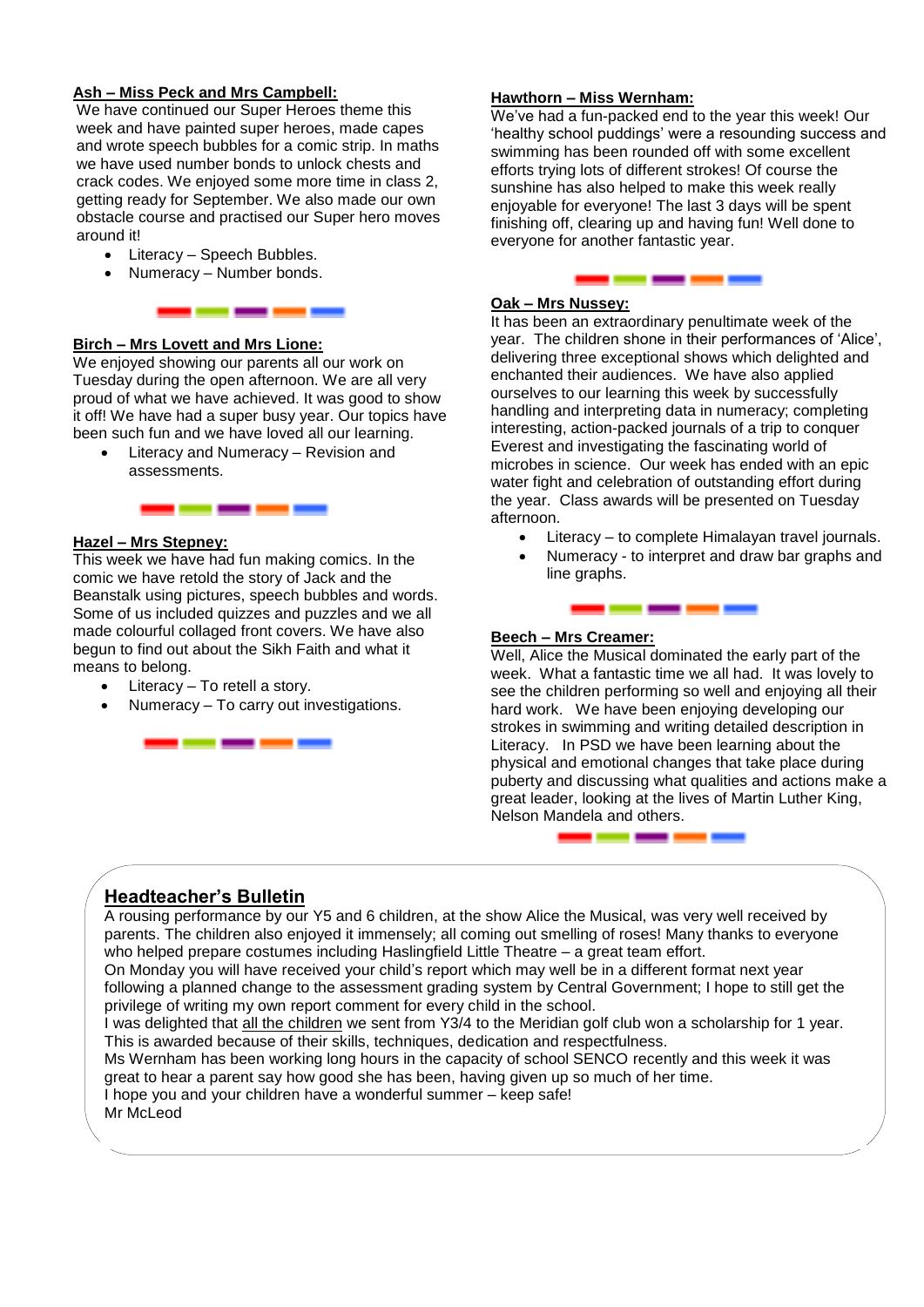### Ash – Miss Peck and Mrs Campbell:

We have continued our Super Heroes theme this week and have painted super heroes, made capes and wrote speech bubbles for a comic strip. In maths we have used number bonds to unlock chests and crack codes. We enjoyed some more time in class 2, getting ready for September. We also made our own obstacle course and practised our Super hero moves around it!

- Literacy – Speech Bubbles.
- Numeracy – Number bonds.

### Birch – Mrs Lovett and Mrs Lione:

We enjoyed showing our parents all our work on Tuesday during the open afternoon. We are all very proud of what we have achieved. It was good to show it off! We have had a super busy year. Our topics have been such fun and we have loved all our learning.

- Literacy and Numeracy – Revision and assessments.

### Hazel – Mrs Stepney:

This week we have had fun making comics. In the comic we have retold the story of Jack and the Beanstalk using pictures, speech bubbles and words. Some of us included quizzes and puzzles and we all made colourful collaged front covers. We have also begun to find out about the Sikh Faith and what it means to belong.

- Literacy – To retell a story.
- Numeracy – To carry out investigations.

### Hawthorn – Miss Wernham:

We've had a fun-packed end to the year this week! Our 'healthy school puddings' were a resounding success and swimming has been rounded off with some excellent efforts trying lots of different strokes! Of course the sunshine has also helped to make this week really enjoyable for everyone! The last 3 days will be spent finishing off, clearing up and having fun! Well done to everyone for another fantastic year.

### Oak – Mrs Nussey:

It has been an extraordinary penultimate week of the year. The children shone in their performances of 'Alice', delivering three exceptional shows which delighted and enchanted their audiences. We have also applied ourselves to our learning this week by successfully handling and interpreting data in numeracy; completing interesting, action-packed journals of a trip to conquer Everest and investigating the fascinating world of microbes in science. Our week has ended with an epic water fight and celebration of outstanding effort during the year. Class awards will be presented on Tuesday afternoon.

- Literacy – to complete Himalayan travel journals.
- Numeracy - to interpret and draw bar graphs and line graphs.

### Beech – Mrs Creamer:

Well, Alice the Musical dominated the early part of the week. What a fantastic time we all had. It was lovely to see the children performing so well and enjoying all their hard work. We have been enjoying developing our strokes in swimming and writing detailed description in Literacy. In PSD we have been learning about the physical and emotional changes that take place during puberty and discussing what qualities and actions make a great leader, looking at the lives of Martin Luther King, Nelson Mandela and others.

## Headteacher's Bulletin

A rousing performance by our Y5 and 6 children, at the show Alice the Musical, was very well received by parents. The children also enjoyed it immensely; all coming out smelling of roses! Many thanks to everyone who helped prepare costumes including Haslingfield Little Theatre – a great team effort.

On Monday you will have received your child's report which may well be in a different format next year following a planned change to the assessment grading system by Central Government; I hope to still get the privilege of writing my own report comment for every child in the school.

I was delighted that all the children we sent from Y3/4 to the Meridian golf club won a scholarship for 1 year. This is awarded because of their skills, techniques, dedication and respectfulness.

Ms Wernham has been working long hours in the capacity of school SENCO recently and this week it was great to hear a parent say how good she has been, having given up so much of her time.

I hope you and your children have a wonderful summer – keep safe!

Mr McLeod